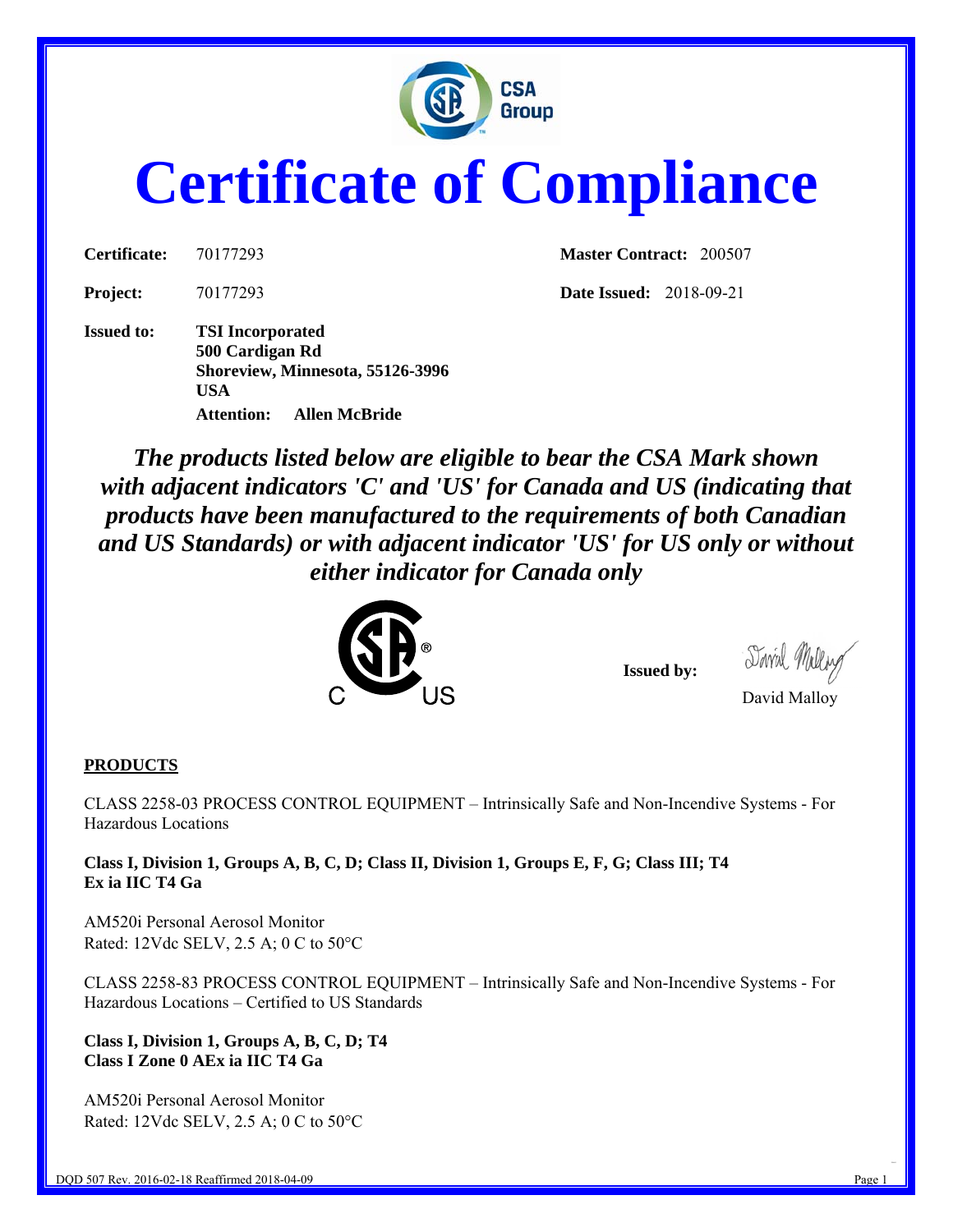# Certificate of Compliance

**Certificate:** 70177293

**Master Contract:** 200507

**Project:** 70177293

**Date Issued:** 2018-09-21

**Issued to:** **TSI Incorporated**
**500 Cardigan Rd**
**Shoreview, Minnesota, 55126-3996**
**USA**
**Attention: Allen McBride**

***The products listed below are eligible to bear the CSA Mark shown with adjacent indicators 'C' and 'US' for Canada and US (indicating that products have been manufactured to the requirements of both Canadian and US Standards) or with adjacent indicator 'US' for US only or without either indicator for Canada only***

**Issued by:** David Malloy

**PRODUCTS**

CLASS 2258-03 PROCESS CONTROL EQUIPMENT – Intrinsically Safe and Non-Incendive Systems - For Hazardous Locations

**Class I, Division 1, Groups A, B, C, D; Class II, Division 1, Groups E, F, G; Class III; T4**
**Ex ia IIC T4 Ga**

AM520i Personal Aerosol Monitor
Rated: 12Vdc SELV, 2.5 A; 0 C to 50°C

CLASS 2258-83 PROCESS CONTROL EQUIPMENT – Intrinsically Safe and Non-Incendive Systems - For Hazardous Locations – Certified to US Standards

**Class I, Division 1, Groups A, B, C, D; T4**
**Class I Zone 0 AEx ia IIC T4 Ga**

AM520i Personal Aerosol Monitor
Rated: 12Vdc SELV, 2.5 A; 0 C to 50°C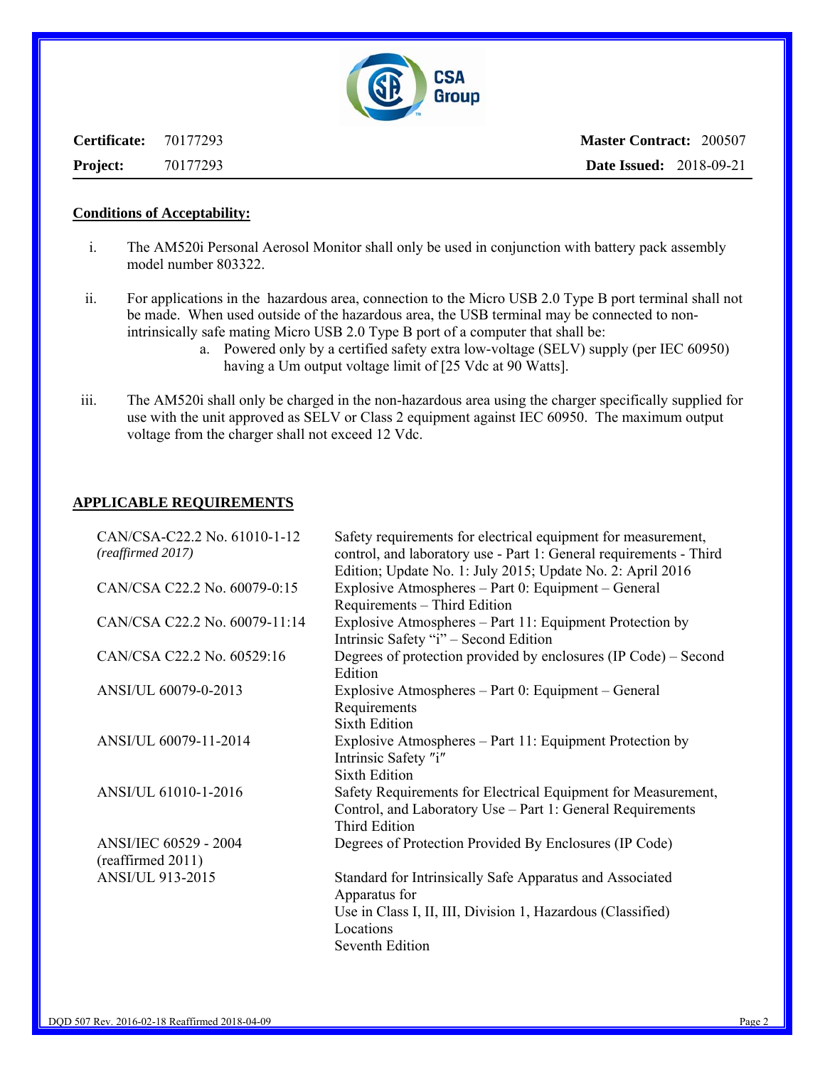| **Certificate:** 70177293 | **Master Contract:** 200507 |
| --- | --- |
| **Project:** 70177293 | **Date Issued:** 2018-09-21 |

**Conditions of Acceptability:**

i. The AM520i Personal Aerosol Monitor shall only be used in conjunction with battery pack assembly model number 803322.

ii. For applications in the hazardous area, connection to the Micro USB 2.0 Type B port terminal shall not be made. When used outside of the hazardous area, the USB terminal may be connected to non-intrinsically safe mating Micro USB 2.0 Type B port of a computer that shall be:

   a. Powered only by a certified safety extra low-voltage (SELV) supply (per IEC 60950) having a Um output voltage limit of [25 Vdc at 90 Watts].

iii. The AM520i shall only be charged in the non-hazardous area using the charger specifically supplied for use with the unit approved as SELV or Class 2 equipment against IEC 60950. The maximum output voltage from the charger shall not exceed 12 Vdc.

**APPLICABLE REQUIREMENTS**

| | |
| --- | --- |
| CAN/CSA-C22.2 No. 61010-1-12 *(reaffirmed 2017)* | Safety requirements for electrical equipment for measurement, control, and laboratory use - Part 1: General requirements - Third Edition; Update No. 1: July 2015; Update No. 2: April 2016 |
| CAN/CSA C22.2 No. 60079-0:15 | Explosive Atmospheres – Part 0: Equipment – General Requirements – Third Edition |
| CAN/CSA C22.2 No. 60079-11:14 | Explosive Atmospheres – Part 11: Equipment Protection by Intrinsic Safety "i" – Second Edition |
| CAN/CSA C22.2 No. 60529:16 | Degrees of protection provided by enclosures (IP Code) – Second Edition |
| ANSI/UL 60079-0-2013 | Explosive Atmospheres – Part 0: Equipment – General Requirements Sixth Edition |
| ANSI/UL 60079-11-2014 | Explosive Atmospheres – Part 11: Equipment Protection by Intrinsic Safety ″i″ Sixth Edition |
| ANSI/UL 61010-1-2016 | Safety Requirements for Electrical Equipment for Measurement, Control, and Laboratory Use – Part 1: General Requirements Third Edition |
| ANSI/IEC 60529 - 2004 (reaffirmed 2011) | Degrees of Protection Provided By Enclosures (IP Code) |
| ANSI/UL 913-2015 | Standard for Intrinsically Safe Apparatus and Associated Apparatus for Use in Class I, II, III, Division 1, Hazardous (Classified) Locations Seventh Edition |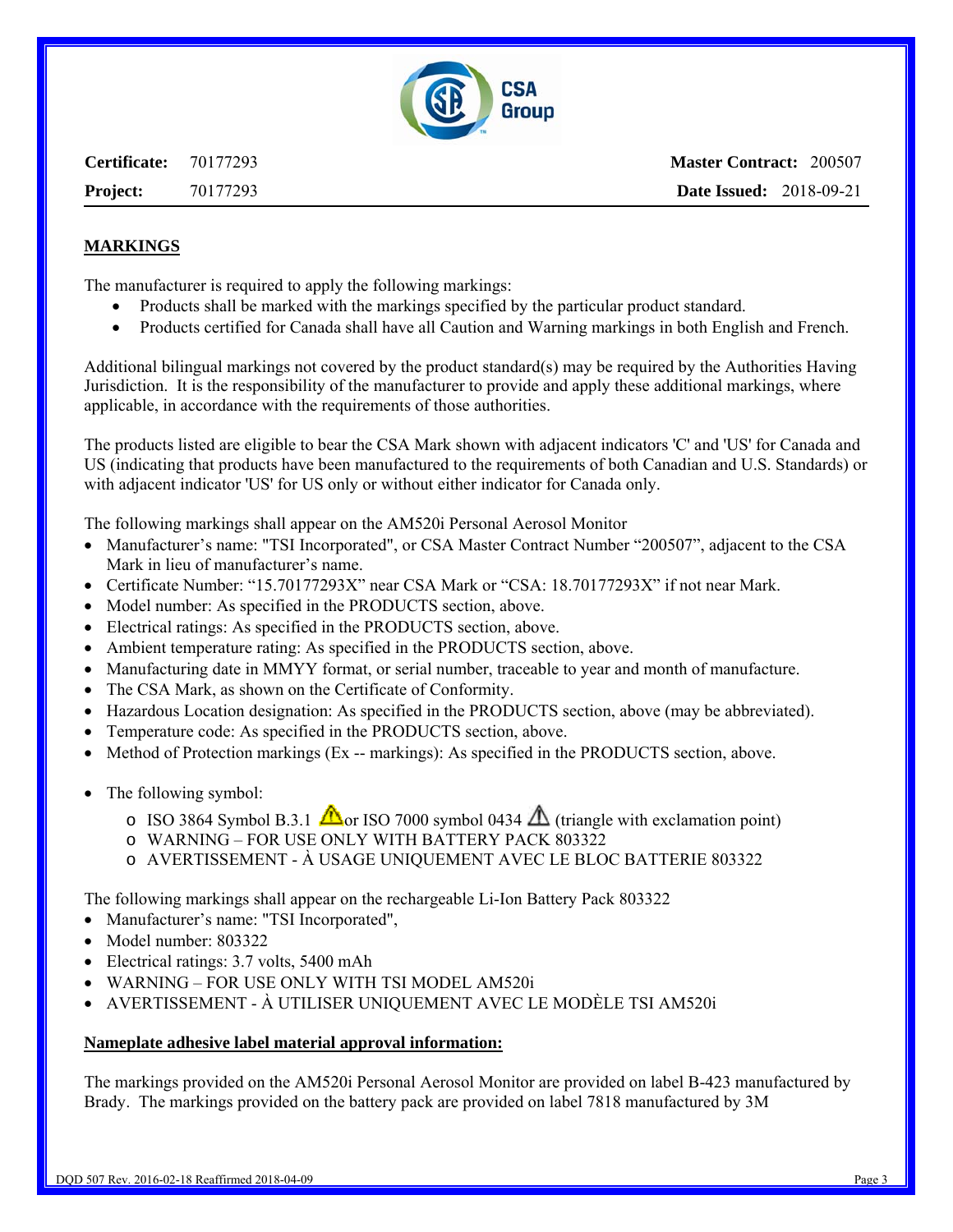Certificate: 70177293 **Master Contract:** 200507
**Project:** 70177293 **Date Issued:** 2018-09-21

## MARKINGS

The manufacturer is required to apply the following markings:

- Products shall be marked with the markings specified by the particular product standard.
- Products certified for Canada shall have all Caution and Warning markings in both English and French.

Additional bilingual markings not covered by the product standard(s) may be required by the Authorities Having Jurisdiction. It is the responsibility of the manufacturer to provide and apply these additional markings, where applicable, in accordance with the requirements of those authorities.

The products listed are eligible to bear the CSA Mark shown with adjacent indicators 'C' and 'US' for Canada and US (indicating that products have been manufactured to the requirements of both Canadian and U.S. Standards) or with adjacent indicator 'US' for US only or without either indicator for Canada only.

The following markings shall appear on the AM520i Personal Aerosol Monitor

- Manufacturer's name: "TSI Incorporated", or CSA Master Contract Number "200507", adjacent to the CSA Mark in lieu of manufacturer's name.
- Certificate Number: "15.70177293X" near CSA Mark or "CSA: 18.70177293X" if not near Mark.
- Model number: As specified in the PRODUCTS section, above.
- Electrical ratings: As specified in the PRODUCTS section, above.
- Ambient temperature rating: As specified in the PRODUCTS section, above.
- Manufacturing date in MMYY format, or serial number, traceable to year and month of manufacture.
- The CSA Mark, as shown on the Certificate of Conformity.
- Hazardous Location designation: As specified in the PRODUCTS section, above (may be abbreviated).
- Temperature code: As specified in the PRODUCTS section, above.
- Method of Protection markings (Ex -- markings): As specified in the PRODUCTS section, above.

- The following symbol:
  - ISO 3864 Symbol B.3.1 ⚠ or ISO 7000 symbol 0434 ⚠ (triangle with exclamation point)
  - WARNING – FOR USE ONLY WITH BATTERY PACK 803322
  - AVERTISSEMENT - À USAGE UNIQUEMENT AVEC LE BLOC BATTERIE 803322

The following markings shall appear on the rechargeable Li-Ion Battery Pack 803322

- Manufacturer's name: "TSI Incorporated",
- Model number: 803322
- Electrical ratings: 3.7 volts, 5400 mAh
- WARNING – FOR USE ONLY WITH TSI MODEL AM520i
- AVERTISSEMENT - À UTILISER UNIQUEMENT AVEC LE MODÈLE TSI AM520i

**Nameplate adhesive label material approval information:**

The markings provided on the AM520i Personal Aerosol Monitor are provided on label B-423 manufactured by Brady. The markings provided on the battery pack are provided on label 7818 manufactured by 3M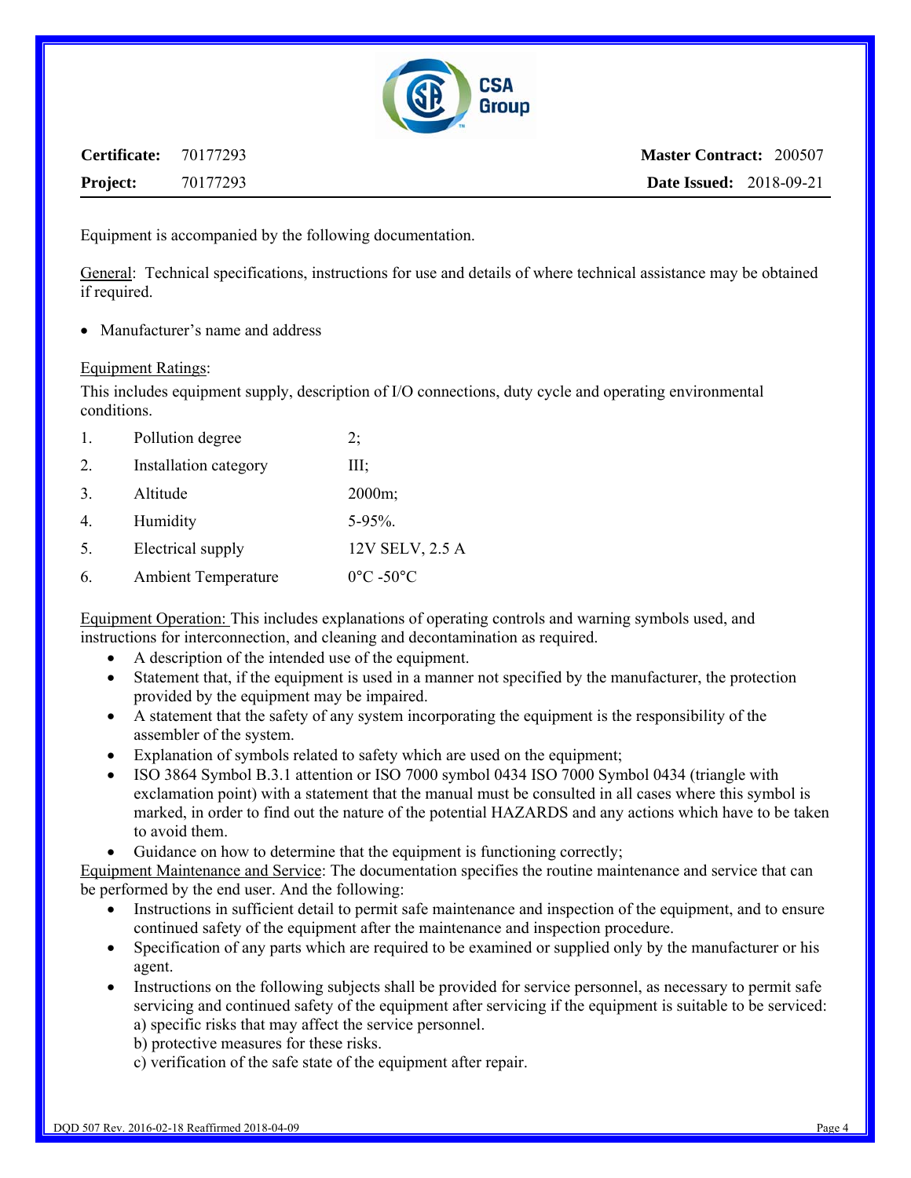| **Certificate:** | 70177293 | **Master Contract:** | 200507 |
|---|---|---|---|
| **Project:** | 70177293 | **Date Issued:** | 2018-09-21 |

Equipment is accompanied by the following documentation.

General: Technical specifications, instructions for use and details of where technical assistance may be obtained if required.

- Manufacturer's name and address

Equipment Ratings:

This includes equipment supply, description of I/O connections, duty cycle and operating environmental conditions.

1. Pollution degree 2;
2. Installation category III;
3. Altitude 2000m;
4. Humidity 5-95%.
5. Electrical supply 12V SELV, 2.5 A
6. Ambient Temperature 0°C -50°C

Equipment Operation: This includes explanations of operating controls and warning symbols used, and instructions for interconnection, and cleaning and decontamination as required.

- A description of the intended use of the equipment.
- Statement that, if the equipment is used in a manner not specified by the manufacturer, the protection provided by the equipment may be impaired.
- A statement that the safety of any system incorporating the equipment is the responsibility of the assembler of the system.
- Explanation of symbols related to safety which are used on the equipment;
- ISO 3864 Symbol B.3.1 attention or ISO 7000 symbol 0434 ISO 7000 Symbol 0434 (triangle with exclamation point) with a statement that the manual must be consulted in all cases where this symbol is marked, in order to find out the nature of the potential HAZARDS and any actions which have to be taken to avoid them.
- Guidance on how to determine that the equipment is functioning correctly;

Equipment Maintenance and Service: The documentation specifies the routine maintenance and service that can be performed by the end user. And the following:

- Instructions in sufficient detail to permit safe maintenance and inspection of the equipment, and to ensure continued safety of the equipment after the maintenance and inspection procedure.
- Specification of any parts which are required to be examined or supplied only by the manufacturer or his agent.
- Instructions on the following subjects shall be provided for service personnel, as necessary to permit safe servicing and continued safety of the equipment after servicing if the equipment is suitable to be serviced:
  a) specific risks that may affect the service personnel.
  b) protective measures for these risks.
  c) verification of the safe state of the equipment after repair.

DQD 507 Rev. 2016-02-18 Reaffirmed 2018-04-09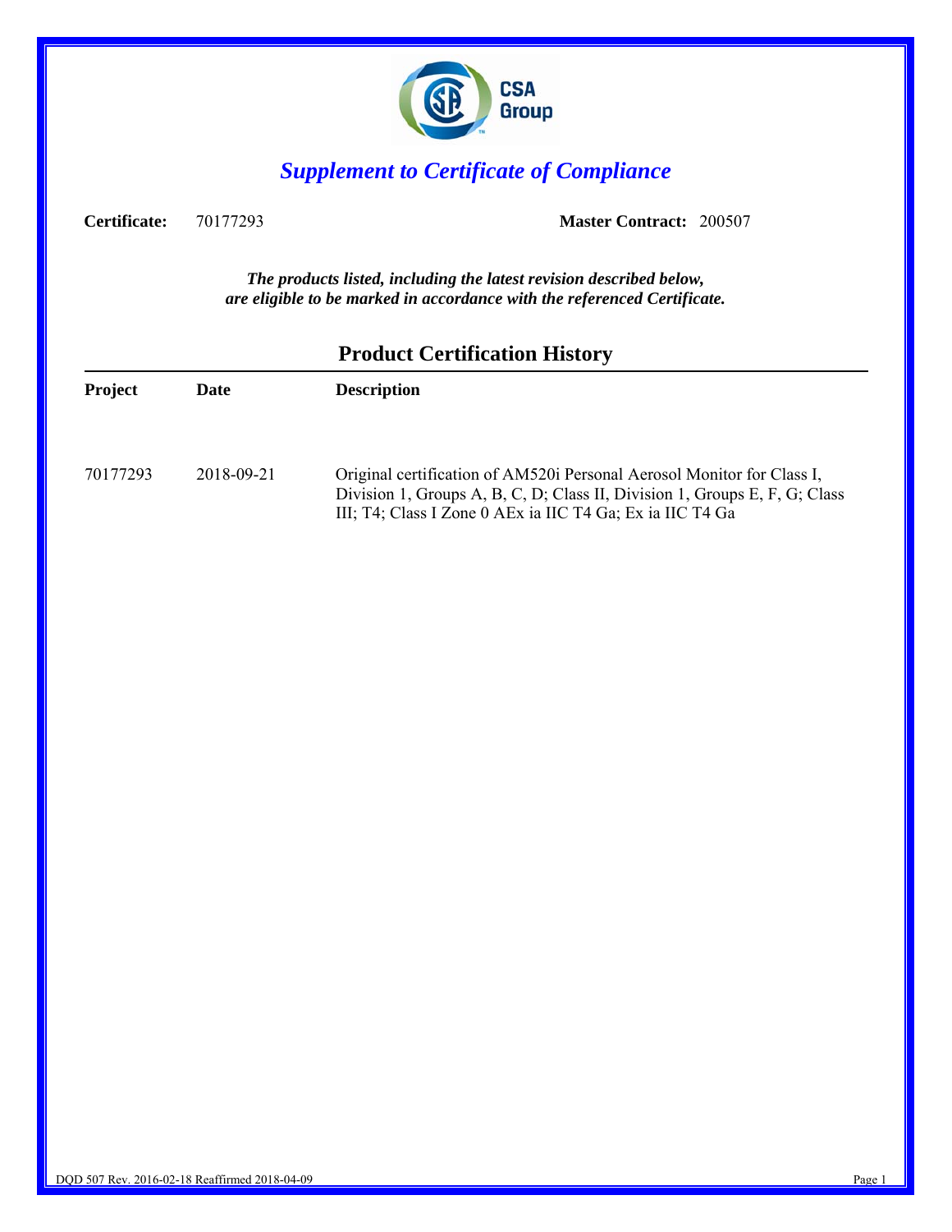# *Supplement to Certificate of Compliance*

**Certificate:** 70177293 **Master Contract:** 200507

***The products listed, including the latest revision described below, are eligible to be marked in accordance with the referenced Certificate.***

## Product Certification History

| Project | Date | Description |
|---|---|---|
| 70177293 | 2018-09-21 | Original certification of AM520i Personal Aerosol Monitor for Class I, Division 1, Groups A, B, C, D; Class II, Division 1, Groups E, F, G; Class III; T4; Class I Zone 0 AEx ia IIC T4 Ga; Ex ia IIC T4 Ga |

DQD 507 Rev. 2016-02-18 Reaffirmed 2018-04-09